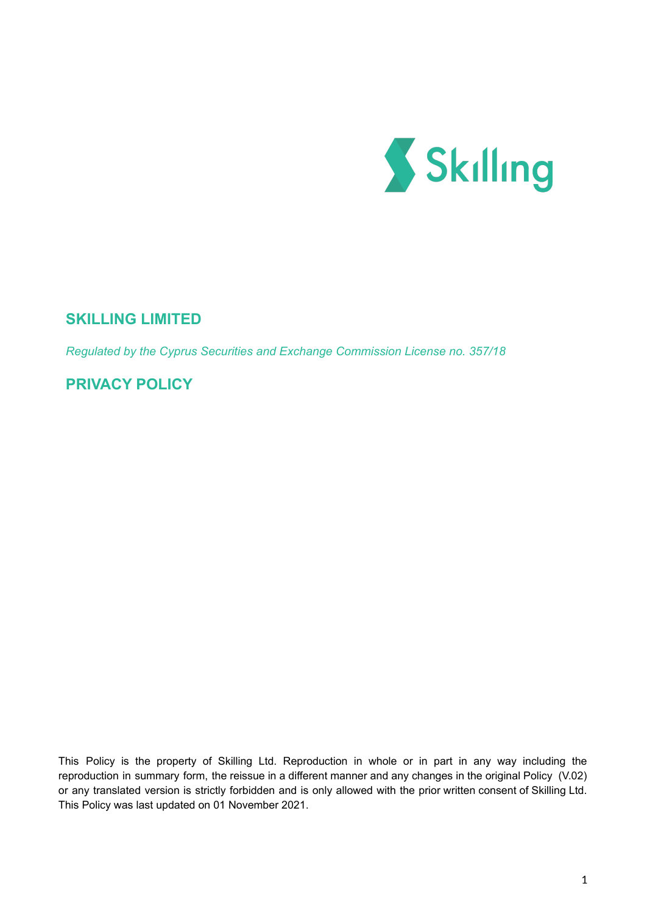# SKILLING LIMITED

*Regulated by the Cyprus Securities and Exchange Commission License no. 357/18*

# PRIVACY POLICY

This Policy is the property of Skilling Ltd. Reproduction in whole or in part in any way including the reproduction in summary form, the reissue in a different manner and any changes in the original Policy (V.02) or any translated version is strictly forbidden and is only allowed with the prior written consent of Skilling Ltd. This Policy was last updated on 01 November 2021.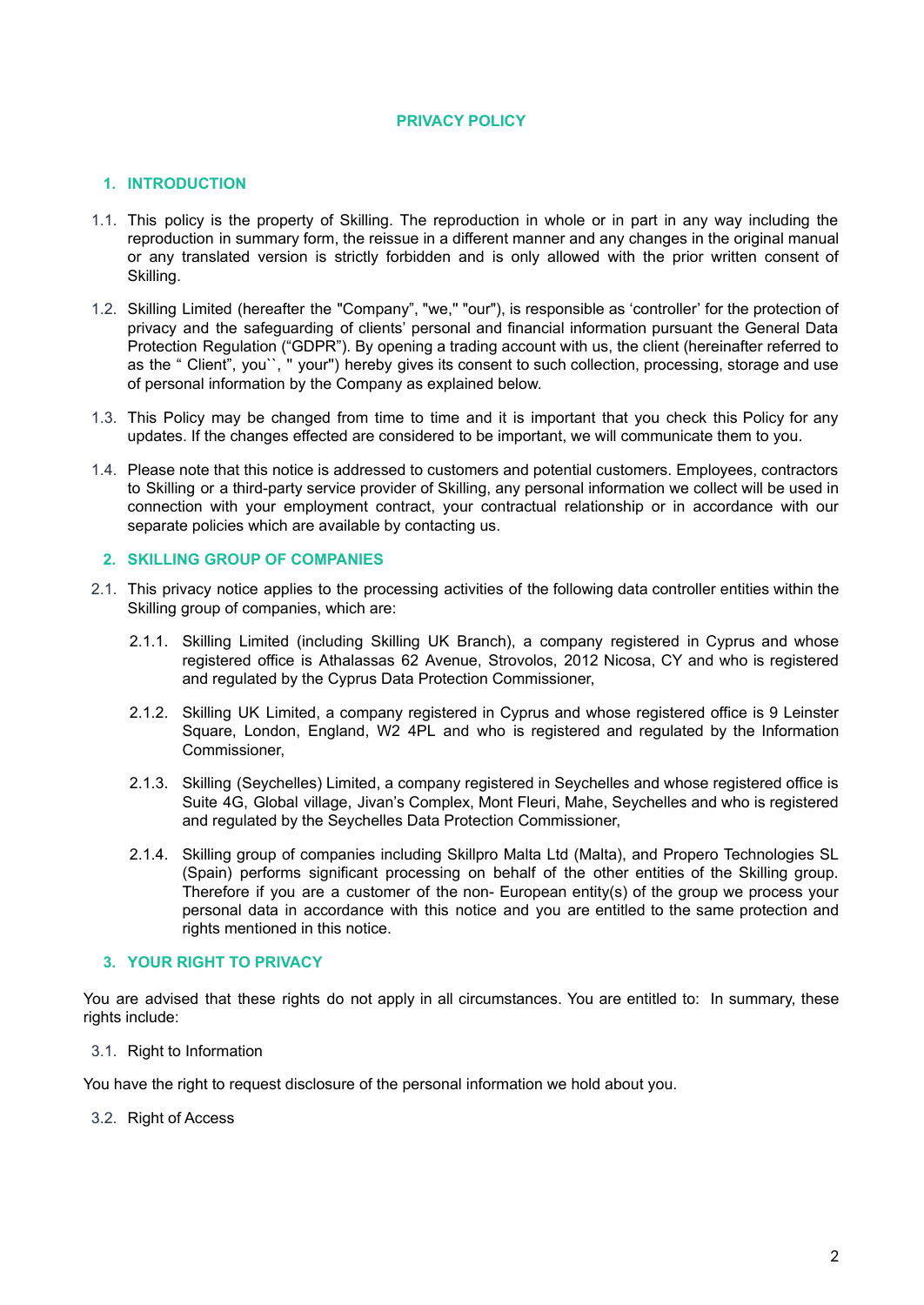# PRIVACY POLICY

## 1. INTRODUCTION

1.1. This policy is the property of Skilling. The reproduction in whole or in part in any way including the reproduction in summary form, the reissue in a different manner and any changes in the original manual or any translated version is strictly forbidden and is only allowed with the prior written consent of Skilling.

1.2. Skilling Limited (hereafter the "Company", "we," "our"), is responsible as 'controller' for the protection of privacy and the safeguarding of clients' personal and financial information pursuant the General Data Protection Regulation ("GDPR"). By opening a trading account with us, the client (hereinafter referred to as the " Client", you``, " your") hereby gives its consent to such collection, processing, storage and use of personal information by the Company as explained below.

1.3. This Policy may be changed from time to time and it is important that you check this Policy for any updates. If the changes effected are considered to be important, we will communicate them to you.

1.4. Please note that this notice is addressed to customers and potential customers. Employees, contractors to Skilling or a third-party service provider of Skilling, any personal information we collect will be used in connection with your employment contract, your contractual relationship or in accordance with our separate policies which are available by contacting us.

## 2. SKILLING GROUP OF COMPANIES

2.1. This privacy notice applies to the processing activities of the following data controller entities within the Skilling group of companies, which are:

2.1.1. Skilling Limited (including Skilling UK Branch), a company registered in Cyprus and whose registered office is Athalassas 62 Avenue, Strovolos, 2012 Nicosa, CY and who is registered and regulated by the Cyprus Data Protection Commissioner,

2.1.2. Skilling UK Limited, a company registered in Cyprus and whose registered office is 9 Leinster Square, London, England, W2 4PL and who is registered and regulated by the Information Commissioner,

2.1.3. Skilling (Seychelles) Limited, a company registered in Seychelles and whose registered office is Suite 4G, Global village, Jivan's Complex, Mont Fleuri, Mahe, Seychelles and who is registered and regulated by the Seychelles Data Protection Commissioner,

2.1.4. Skilling group of companies including Skillpro Malta Ltd (Malta), and Propero Technologies SL (Spain) performs significant processing on behalf of the other entities of the Skilling group. Therefore if you are a customer of the non- European entity(s) of the group we process your personal data in accordance with this notice and you are entitled to the same protection and rights mentioned in this notice.

## 3. YOUR RIGHT TO PRIVACY

You are advised that these rights do not apply in all circumstances. You are entitled to: In summary, these rights include:

3.1. Right to Information

You have the right to request disclosure of the personal information we hold about you.

3.2. Right of Access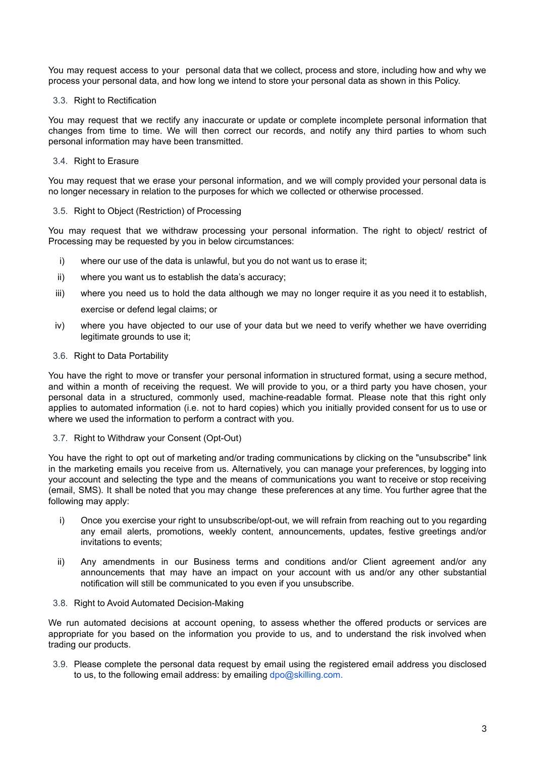You may request access to your personal data that we collect, process and store, including how and why we process your personal data, and how long we intend to store your personal data as shown in this Policy.

### 3.3. Right to Rectification

You may request that we rectify any inaccurate or update or complete incomplete personal information that changes from time to time. We will then correct our records, and notify any third parties to whom such personal information may have been transmitted.

### 3.4. Right to Erasure

You may request that we erase your personal information, and we will comply provided your personal data is no longer necessary in relation to the purposes for which we collected or otherwise processed.

### 3.5. Right to Object (Restriction) of Processing

You may request that we withdraw processing your personal information. The right to object/ restrict of Processing may be requested by you in below circumstances:

i) where our use of the data is unlawful, but you do not want us to erase it;

ii) where you want us to establish the data's accuracy;

iii) where you need us to hold the data although we may no longer require it as you need it to establish, exercise or defend legal claims; or

iv) where you have objected to our use of your data but we need to verify whether we have overriding legitimate grounds to use it;

### 3.6. Right to Data Portability

You have the right to move or transfer your personal information in structured format, using a secure method, and within a month of receiving the request. We will provide to you, or a third party you have chosen, your personal data in a structured, commonly used, machine-readable format. Please note that this right only applies to automated information (i.e. not to hard copies) which you initially provided consent for us to use or where we used the information to perform a contract with you.

### 3.7. Right to Withdraw your Consent (Opt-Out)

You have the right to opt out of marketing and/or trading communications by clicking on the "unsubscribe" link in the marketing emails you receive from us. Alternatively, you can manage your preferences, by logging into your account and selecting the type and the means of communications you want to receive or stop receiving (email, SMS). It shall be noted that you may change these preferences at any time. You further agree that the following may apply:

i) Once you exercise your right to unsubscribe/opt-out, we will refrain from reaching out to you regarding any email alerts, promotions, weekly content, announcements, updates, festive greetings and/or invitations to events;

ii) Any amendments in our Business terms and conditions and/or Client agreement and/or any announcements that may have an impact on your account with us and/or any other substantial notification will still be communicated to you even if you unsubscribe.

### 3.8. Right to Avoid Automated Decision-Making

We run automated decisions at account opening, to assess whether the offered products or services are appropriate for you based on the information you provide to us, and to understand the risk involved when trading our products.

3.9. Please complete the personal data request by email using the registered email address you disclosed to us, to the following email address: by emailing dpo@skilling.com.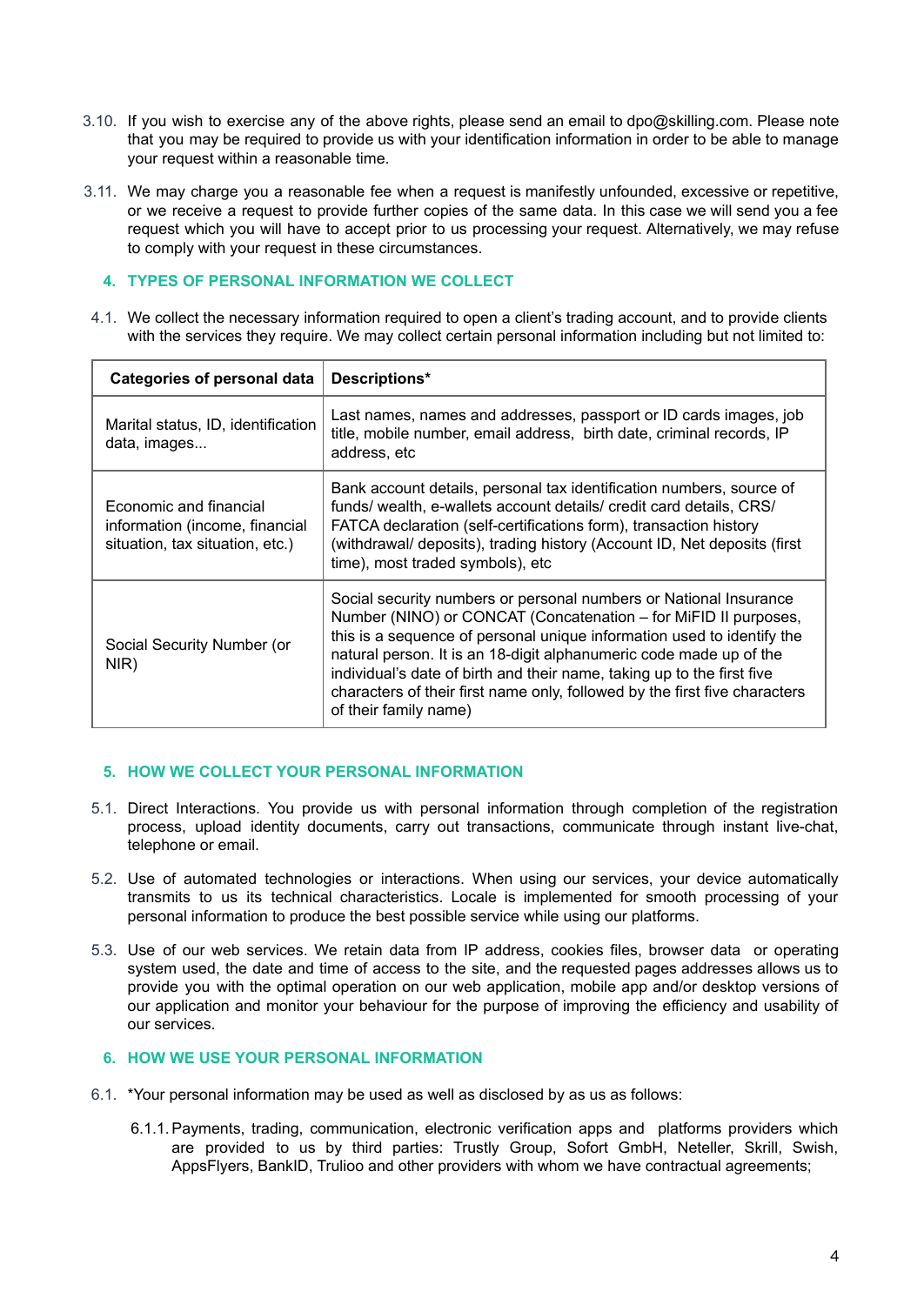3.10. If you wish to exercise any of the above rights, please send an email to dpo@skilling.com. Please note that you may be required to provide us with your identification information in order to be able to manage your request within a reasonable time.

3.11. We may charge you a reasonable fee when a request is manifestly unfounded, excessive or repetitive, or we receive a request to provide further copies of the same data. In this case we will send you a fee request which you will have to accept prior to us processing your request. Alternatively, we may refuse to comply with your request in these circumstances.

## 4. TYPES OF PERSONAL INFORMATION WE COLLECT

4.1. We collect the necessary information required to open a client's trading account, and to provide clients with the services they require. We may collect certain personal information including but not limited to:

| Categories of personal data | Descriptions* |
| --- | --- |
| Marital status, ID, identification data, images... | Last names, names and addresses, passport or ID cards images, job title, mobile number, email address, birth date, criminal records, IP address, etc |
| Economic and financial information (income, financial situation, tax situation, etc.) | Bank account details, personal tax identification numbers, source of funds/ wealth, e-wallets account details/ credit card details, CRS/ FATCA declaration (self-certifications form), transaction history (withdrawal/ deposits), trading history (Account ID, Net deposits (first time), most traded symbols), etc |
| Social Security Number (or NIR) | Social security numbers or personal numbers or National Insurance Number (NINO) or CONCAT (Concatenation – for MiFID II purposes, this is a sequence of personal unique information used to identify the natural person. It is an 18-digit alphanumeric code made up of the individual's date of birth and their name, taking up to the first five characters of their first name only, followed by the first five characters of their family name) |

## 5. HOW WE COLLECT YOUR PERSONAL INFORMATION

5.1. Direct Interactions. You provide us with personal information through completion of the registration process, upload identity documents, carry out transactions, communicate through instant live-chat, telephone or email.

5.2. Use of automated technologies or interactions. When using our services, your device automatically transmits to us its technical characteristics. Locale is implemented for smooth processing of your personal information to produce the best possible service while using our platforms.

5.3. Use of our web services. We retain data from IP address, cookies files, browser data or operating system used, the date and time of access to the site, and the requested pages addresses allows us to provide you with the optimal operation on our web application, mobile app and/or desktop versions of our application and monitor your behaviour for the purpose of improving the efficiency and usability of our services.

## 6. HOW WE USE YOUR PERSONAL INFORMATION

6.1. *Your personal information may be used as well as disclosed by as us as follows:

6.1.1. Payments, trading, communication, electronic verification apps and platforms providers which are provided to us by third parties: Trustly Group, Sofort GmbH, Neteller, Skrill, Swish, AppsFlyers, BankID, Trulioo and other providers with whom we have contractual agreements;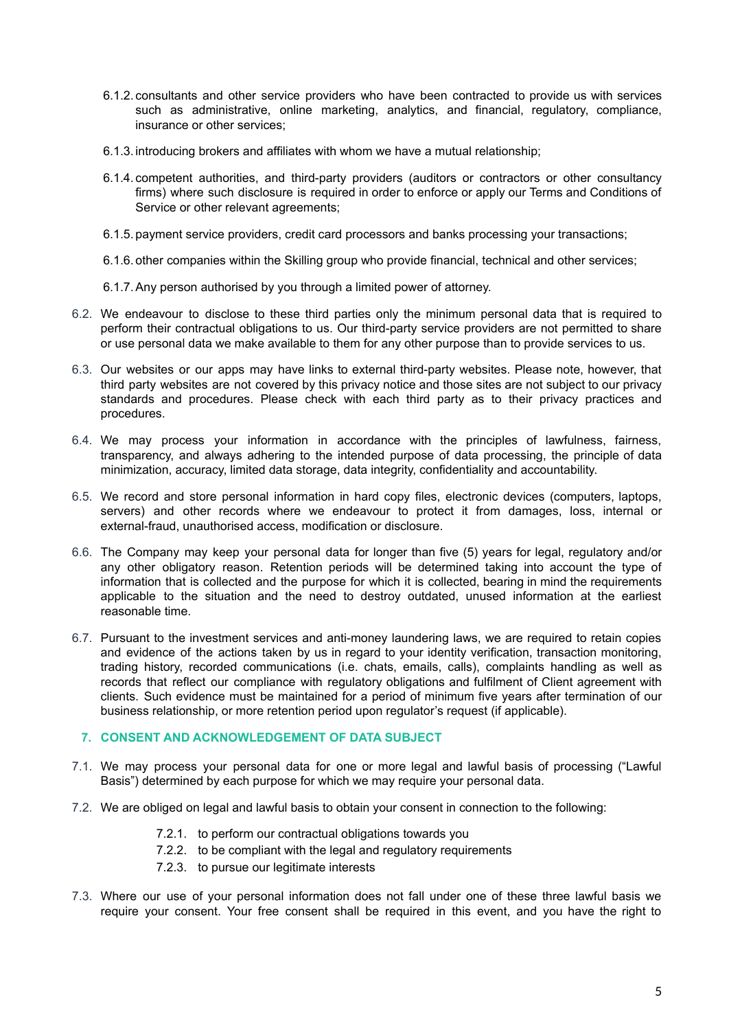6.1.2. consultants and other service providers who have been contracted to provide us with services such as administrative, online marketing, analytics, and financial, regulatory, compliance, insurance or other services;

6.1.3. introducing brokers and affiliates with whom we have a mutual relationship;

6.1.4. competent authorities, and third-party providers (auditors or contractors or other consultancy firms) where such disclosure is required in order to enforce or apply our Terms and Conditions of Service or other relevant agreements;

6.1.5. payment service providers, credit card processors and banks processing your transactions;

6.1.6. other companies within the Skilling group who provide financial, technical and other services;

6.1.7. Any person authorised by you through a limited power of attorney.

6.2. We endeavour to disclose to these third parties only the minimum personal data that is required to perform their contractual obligations to us. Our third-party service providers are not permitted to share or use personal data we make available to them for any other purpose than to provide services to us.

6.3. Our websites or our apps may have links to external third-party websites. Please note, however, that third party websites are not covered by this privacy notice and those sites are not subject to our privacy standards and procedures. Please check with each third party as to their privacy practices and procedures.

6.4. We may process your information in accordance with the principles of lawfulness, fairness, transparency, and always adhering to the intended purpose of data processing, the principle of data minimization, accuracy, limited data storage, data integrity, confidentiality and accountability.

6.5. We record and store personal information in hard copy files, electronic devices (computers, laptops, servers) and other records where we endeavour to protect it from damages, loss, internal or external-fraud, unauthorised access, modification or disclosure.

6.6. The Company may keep your personal data for longer than five (5) years for legal, regulatory and/or any other obligatory reason. Retention periods will be determined taking into account the type of information that is collected and the purpose for which it is collected, bearing in mind the requirements applicable to the situation and the need to destroy outdated, unused information at the earliest reasonable time.

6.7. Pursuant to the investment services and anti-money laundering laws, we are required to retain copies and evidence of the actions taken by us in regard to your identity verification, transaction monitoring, trading history, recorded communications (i.e. chats, emails, calls), complaints handling as well as records that reflect our compliance with regulatory obligations and fulfilment of Client agreement with clients. Such evidence must be maintained for a period of minimum five years after termination of our business relationship, or more retention period upon regulator's request (if applicable).

## 7. CONSENT AND ACKNOWLEDGEMENT OF DATA SUBJECT

7.1. We may process your personal data for one or more legal and lawful basis of processing ("Lawful Basis") determined by each purpose for which we may require your personal data.

7.2. We are obliged on legal and lawful basis to obtain your consent in connection to the following:

7.2.1. to perform our contractual obligations towards you
7.2.2. to be compliant with the legal and regulatory requirements
7.2.3. to pursue our legitimate interests

7.3. Where our use of your personal information does not fall under one of these three lawful basis we require your consent. Your free consent shall be required in this event, and you have the right to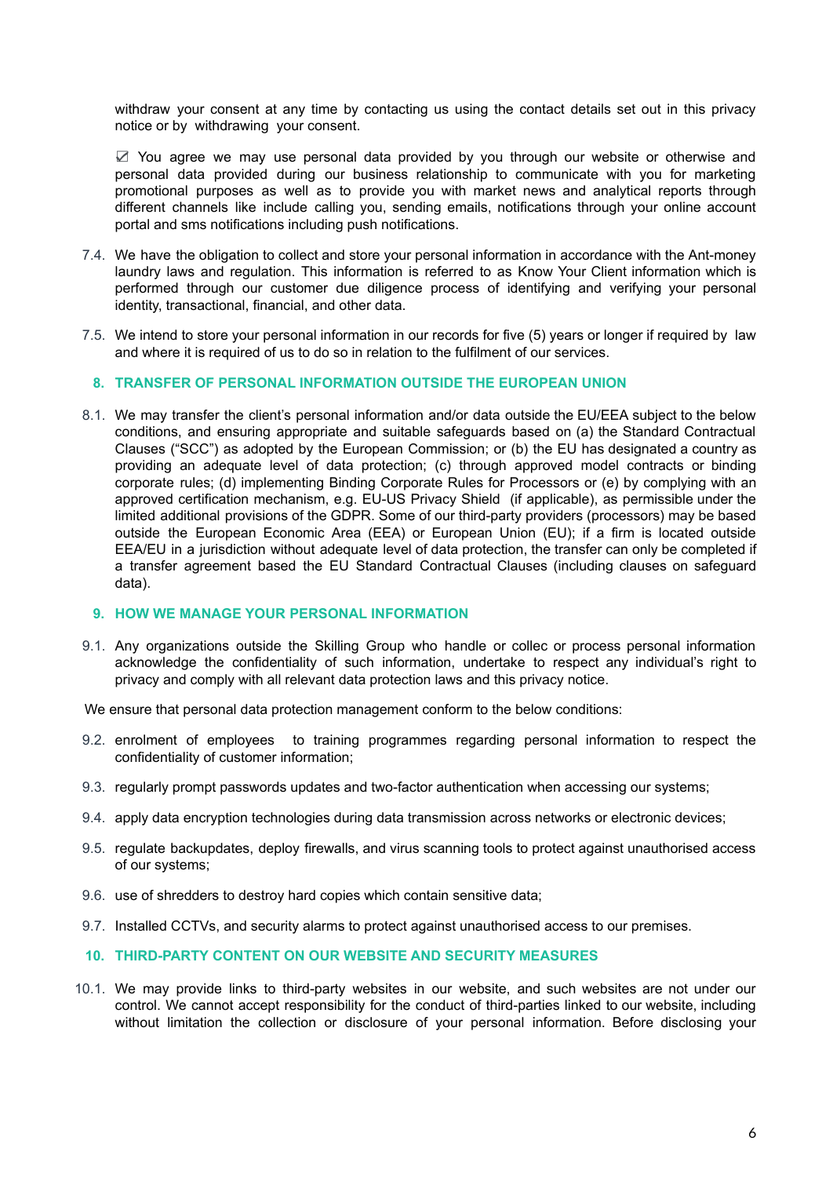withdraw your consent at any time by contacting us using the contact details set out in this privacy notice or by withdrawing your consent.

☑ You agree we may use personal data provided by you through our website or otherwise and personal data provided during our business relationship to communicate with you for marketing promotional purposes as well as to provide you with market news and analytical reports through different channels like include calling you, sending emails, notifications through your online account portal and sms notifications including push notifications.

7.4. We have the obligation to collect and store your personal information in accordance with the Ant-money laundry laws and regulation. This information is referred to as Know Your Client information which is performed through our customer due diligence process of identifying and verifying your personal identity, transactional, financial, and other data.

7.5. We intend to store your personal information in our records for five (5) years or longer if required by law and where it is required of us to do so in relation to the fulfilment of our services.

## 8. TRANSFER OF PERSONAL INFORMATION OUTSIDE THE EUROPEAN UNION

8.1. We may transfer the client's personal information and/or data outside the EU/EEA subject to the below conditions, and ensuring appropriate and suitable safeguards based on (a) the Standard Contractual Clauses ("SCC") as adopted by the European Commission; or (b) the EU has designated a country as providing an adequate level of data protection; (c) through approved model contracts or binding corporate rules; (d) implementing Binding Corporate Rules for Processors or (e) by complying with an approved certification mechanism, e.g. EU-US Privacy Shield (if applicable), as permissible under the limited additional provisions of the GDPR. Some of our third-party providers (processors) may be based outside the European Economic Area (EEA) or European Union (EU); if a firm is located outside EEA/EU in a jurisdiction without adequate level of data protection, the transfer can only be completed if a transfer agreement based the EU Standard Contractual Clauses (including clauses on safeguard data).

## 9. HOW WE MANAGE YOUR PERSONAL INFORMATION

9.1. Any organizations outside the Skilling Group who handle or collec or process personal information acknowledge the confidentiality of such information, undertake to respect any individual's right to privacy and comply with all relevant data protection laws and this privacy notice.

We ensure that personal data protection management conform to the below conditions:

9.2. enrolment of employees to training programmes regarding personal information to respect the confidentiality of customer information;

9.3. regularly prompt passwords updates and two-factor authentication when accessing our systems;

9.4. apply data encryption technologies during data transmission across networks or electronic devices;

9.5. regulate backupdates, deploy firewalls, and virus scanning tools to protect against unauthorised access of our systems;

9.6. use of shredders to destroy hard copies which contain sensitive data;

9.7. Installed CCTVs, and security alarms to protect against unauthorised access to our premises.

## 10. THIRD-PARTY CONTENT ON OUR WEBSITE AND SECURITY MEASURES

10.1. We may provide links to third-party websites in our website, and such websites are not under our control. We cannot accept responsibility for the conduct of third-parties linked to our website, including without limitation the collection or disclosure of your personal information. Before disclosing your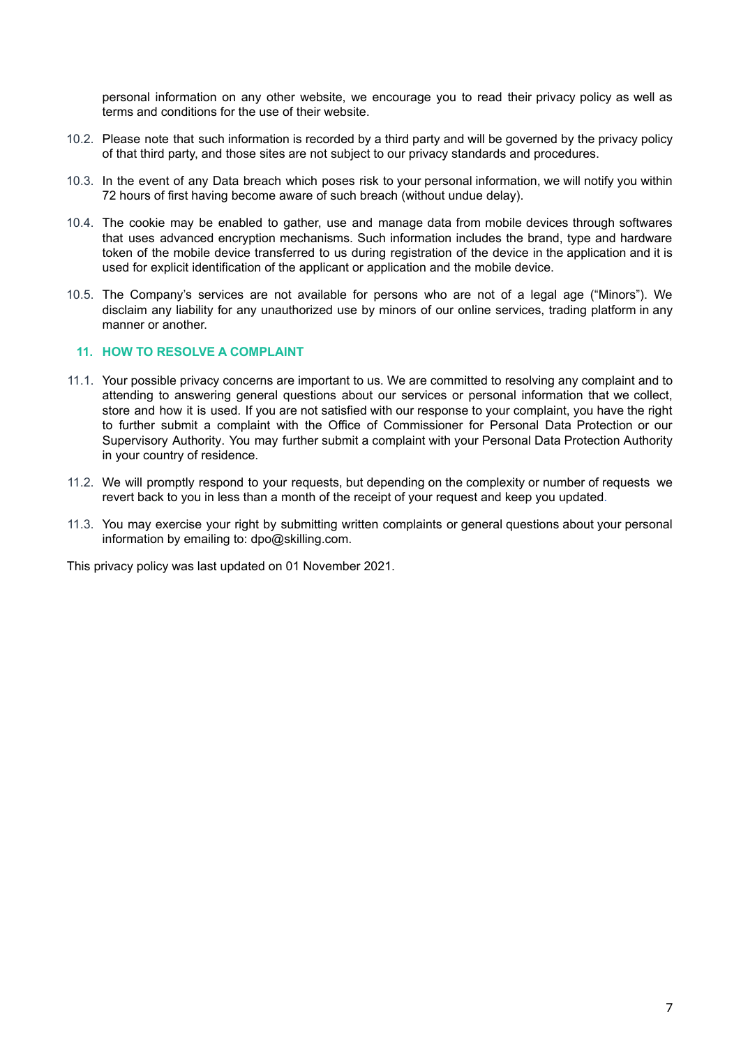personal information on any other website, we encourage you to read their privacy policy as well as terms and conditions for the use of their website.

10.2. Please note that such information is recorded by a third party and will be governed by the privacy policy of that third party, and those sites are not subject to our privacy standards and procedures.

10.3. In the event of any Data breach which poses risk to your personal information, we will notify you within 72 hours of first having become aware of such breach (without undue delay).

10.4. The cookie may be enabled to gather, use and manage data from mobile devices through softwares that uses advanced encryption mechanisms. Such information includes the brand, type and hardware token of the mobile device transferred to us during registration of the device in the application and it is used for explicit identification of the applicant or application and the mobile device.

10.5. The Company's services are not available for persons who are not of a legal age ("Minors"). We disclaim any liability for any unauthorized use by minors of our online services, trading platform in any manner or another.

## 11. HOW TO RESOLVE A COMPLAINT

11.1. Your possible privacy concerns are important to us. We are committed to resolving any complaint and to attending to answering general questions about our services or personal information that we collect, store and how it is used. If you are not satisfied with our response to your complaint, you have the right to further submit a complaint with the Office of Commissioner for Personal Data Protection or our Supervisory Authority. You may further submit a complaint with your Personal Data Protection Authority in your country of residence.

11.2. We will promptly respond to your requests, but depending on the complexity or number of requests we revert back to you in less than a month of the receipt of your request and keep you updated.

11.3. You may exercise your right by submitting written complaints or general questions about your personal information by emailing to: dpo@skilling.com.

This privacy policy was last updated on 01 November 2021.